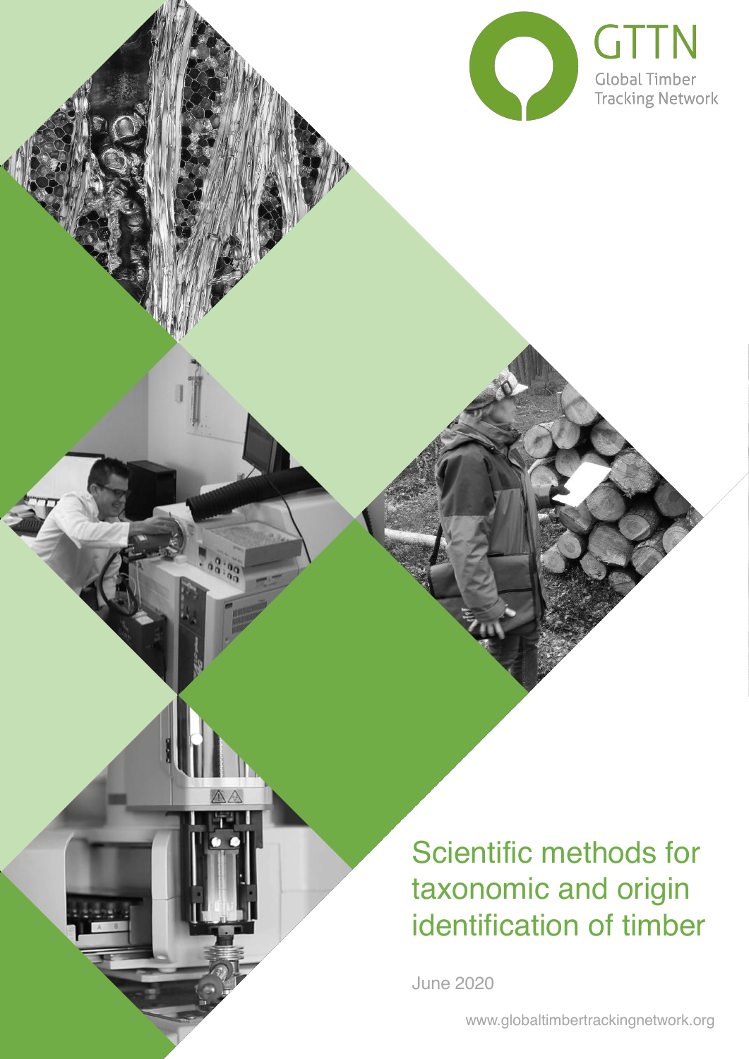GTTN

Global Timber Tracking Network

# Scientific methods for taxonomic and origin identification of timber

June 2020

www.globaltimbertrackingnetwork.org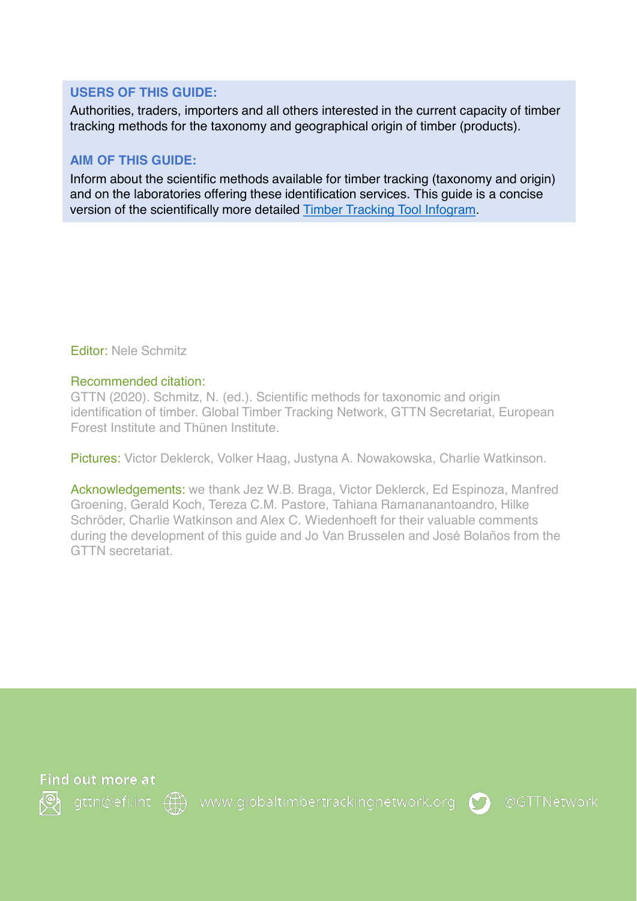**USERS OF THIS GUIDE:**

Authorities, traders, importers and all others interested in the current capacity of timber tracking methods for the taxonomy and geographical origin of timber (products).

**AIM OF THIS GUIDE:**

Inform about the scientific methods available for timber tracking (taxonomy and origin) and on the laboratories offering these identification services. This guide is a concise version of the scientifically more detailed Timber Tracking Tool Infogram.

Editor: Nele Schmitz

Recommended citation:
GTTN (2020). Schmitz, N. (ed.). Scientific methods for taxonomic and origin identification of timber. Global Timber Tracking Network, GTTN Secretariat, European Forest Institute and Thünen Institute.

Pictures: Victor Deklerck, Volker Haag, Justyna A. Nowakowska, Charlie Watkinson.

Acknowledgements: we thank Jez W.B. Braga, Victor Deklerck, Ed Espinoza, Manfred Groening, Gerald Koch, Tereza C.M. Pastore, Tahiana Ramananantoandro, Hilke Schröder, Charlie Watkinson and Alex C. Wiedenhoeft for their valuable comments during the development of this guide and Jo Van Brusselen and José Bolaños from the GTTN secretariat.

Find out more at

gttn@efi.int www.globaltimbertrackingnetwork.org @GTTNetwork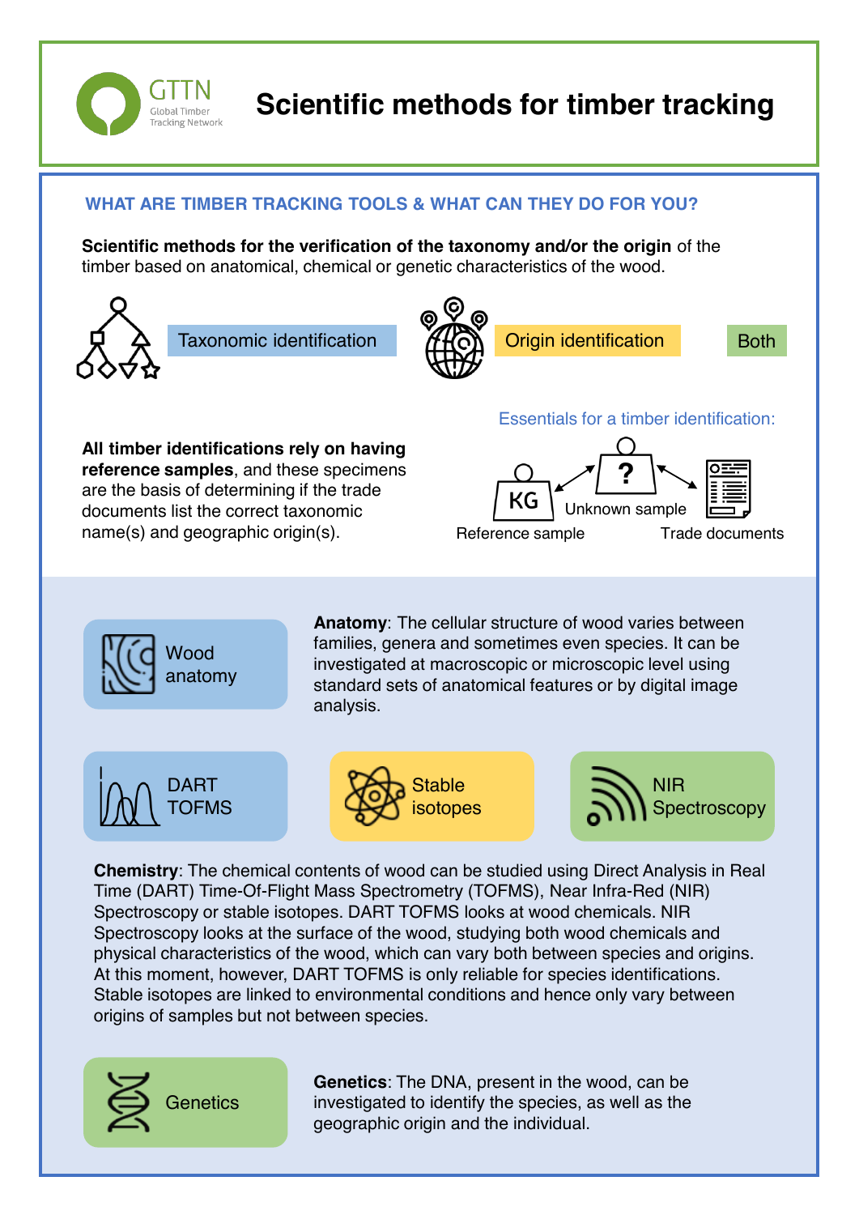GTTN
Global Timber Tracking Network

# Scientific methods for timber tracking

## WHAT ARE TIMBER TRACKING TOOLS & WHAT CAN THEY DO FOR YOU?

**Scientific methods for the verification of the taxonomy and/or the origin** of the timber based on anatomical, chemical or genetic characteristics of the wood.

Taxonomic identification

Origin identification

Both

Essentials for a timber identification:

**All timber identifications rely on having reference samples**, and these specimens are the basis of determining if the trade documents list the correct taxonomic name(s) and geographic origin(s).

KG — Reference sample

? — Unknown sample

Trade documents

### Wood anatomy

**Anatomy**: The cellular structure of wood varies between families, genera and sometimes even species. It can be investigated at macroscopic or microscopic level using standard sets of anatomical features or by digital image analysis.

### DART TOFMS

### Stable isotopes

### NIR Spectroscopy

**Chemistry**: The chemical contents of wood can be studied using Direct Analysis in Real Time (DART) Time-Of-Flight Mass Spectrometry (TOFMS), Near Infra-Red (NIR) Spectroscopy or stable isotopes. DART TOFMS looks at wood chemicals. NIR Spectroscopy looks at the surface of the wood, studying both wood chemicals and physical characteristics of the wood, which can vary both between species and origins. At this moment, however, DART TOFMS is only reliable for species identifications. Stable isotopes are linked to environmental conditions and hence only vary between origins of samples but not between species.

### Genetics

**Genetics**: The DNA, present in the wood, can be investigated to identify the species, as well as the geographic origin and the individual.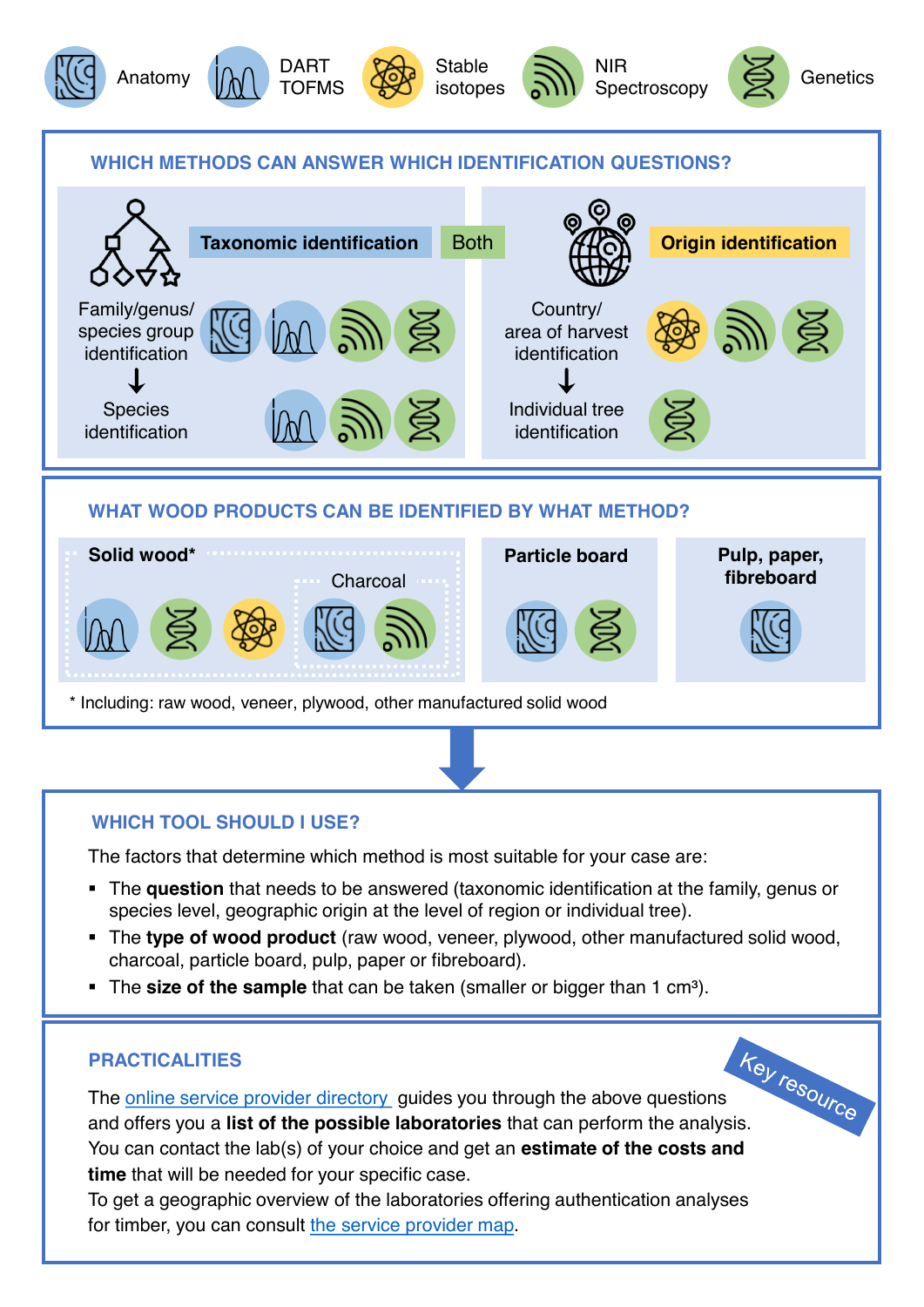Anatomy | DART TOFMS | Stable isotopes | NIR Spectroscopy | Genetics

## WHICH METHODS CAN ANSWER WHICH IDENTIFICATION QUESTIONS?

**Taxonomic identification** | Both | **Origin identification**

| Taxonomic identification | Methods |
| --- | --- |
| Family/genus/species group identification | Anatomy, DART TOFMS, NIR Spectroscopy, Genetics |
| ↓ Species identification | DART TOFMS, NIR Spectroscopy, Genetics |

| Origin identification | Methods |
| --- | --- |
| Country/area of harvest identification | Stable isotopes, NIR Spectroscopy, Genetics |
| ↓ Individual tree identification | Genetics |

## WHAT WOOD PRODUCTS CAN BE IDENTIFIED BY WHAT METHOD?

| Product | Methods |
| --- | --- |
| Solid wood* | DART TOFMS, Genetics, Stable isotopes, Anatomy, NIR Spectroscopy |
| Charcoal | Anatomy, NIR Spectroscopy |
| Particle board | Anatomy, Genetics |
| Pulp, paper, fibreboard | Anatomy |

* Including: raw wood, veneer, plywood, other manufactured solid wood

## WHICH TOOL SHOULD I USE?

The factors that determine which method is most suitable for your case are:

- The **question** that needs to be answered (taxonomic identification at the family, genus or species level, geographic origin at the level of region or individual tree).
- The **type of wood product** (raw wood, veneer, plywood, other manufactured solid wood, charcoal, particle board, pulp, paper or fibreboard).
- The **size of the sample** that can be taken (smaller or bigger than 1 cm³).

## PRACTICALITIES

*Key resource*

The online service provider directory guides you through the above questions and offers you a **list of the possible laboratories** that can perform the analysis. You can contact the lab(s) of your choice and get an **estimate of the costs and time** that will be needed for your specific case.

To get a geographic overview of the laboratories offering authentication analyses for timber, you can consult the service provider map.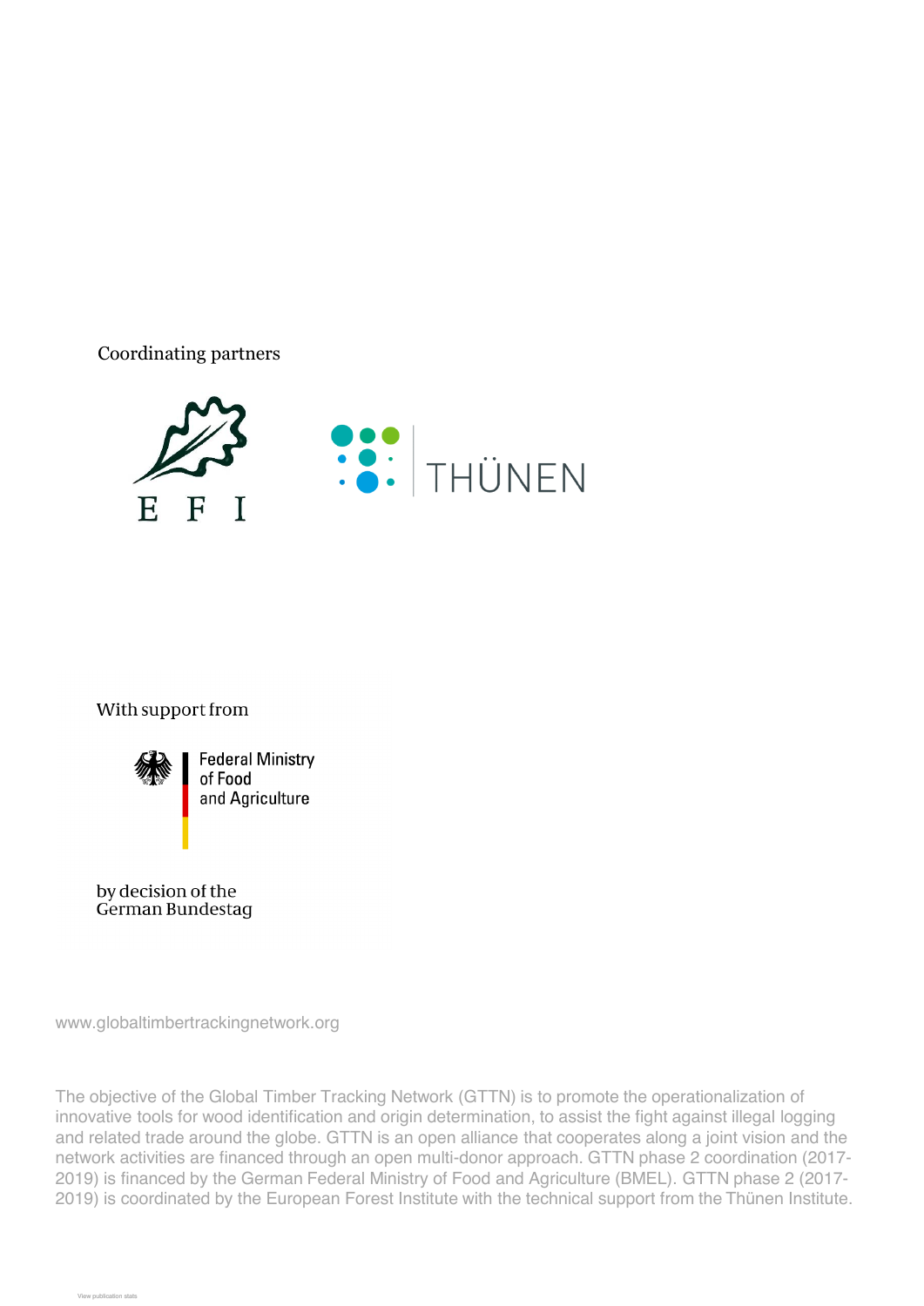Coordinating partners

EFI

THÜNEN

With support from

Federal Ministry
of Food
and Agriculture

by decision of the
German Bundestag

www.globaltimbertrackingnetwork.org

The objective of the Global Timber Tracking Network (GTTN) is to promote the operationalization of innovative tools for wood identification and origin determination, to assist the fight against illegal logging and related trade around the globe. GTTN is an open alliance that cooperates along a joint vision and the network activities are financed through an open multi-donor approach. GTTN phase 2 coordination (2017-2019) is financed by the German Federal Ministry of Food and Agriculture (BMEL). GTTN phase 2 (2017-2019) is coordinated by the European Forest Institute with the technical support from the Thünen Institute.